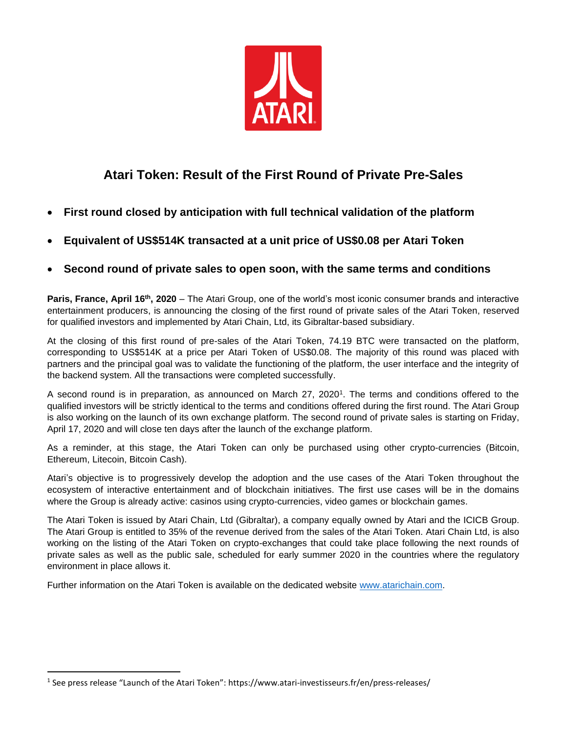# Atari Token: Result of the First Round of Private Pre-Sales

- **First round closed by anticipation with full technical validation of the platform**
- **Equivalent of US$514K transacted at a unit price of US$0.08 per Atari Token**
- **Second round of private sales to open soon, with the same terms and conditions**

**Paris, France, April 16th, 2020** – The Atari Group, one of the world's most iconic consumer brands and interactive entertainment producers, is announcing the closing of the first round of private sales of the Atari Token, reserved for qualified investors and implemented by Atari Chain, Ltd, its Gibraltar-based subsidiary.

At the closing of this first round of pre-sales of the Atari Token, 74.19 BTC were transacted on the platform, corresponding to US$514K at a price per Atari Token of US$0.08. The majority of this round was placed with partners and the principal goal was to validate the functioning of the platform, the user interface and the integrity of the backend system. All the transactions were completed successfully.

A second round is in preparation, as announced on March 27, 2020[1]. The terms and conditions offered to the qualified investors will be strictly identical to the terms and conditions offered during the first round. The Atari Group is also working on the launch of its own exchange platform. The second round of private sales is starting on Friday, April 17, 2020 and will close ten days after the launch of the exchange platform.

As a reminder, at this stage, the Atari Token can only be purchased using other crypto-currencies (Bitcoin, Ethereum, Litecoin, Bitcoin Cash).

Atari's objective is to progressively develop the adoption and the use cases of the Atari Token throughout the ecosystem of interactive entertainment and of blockchain initiatives. The first use cases will be in the domains where the Group is already active: casinos using crypto-currencies, video games or blockchain games.

The Atari Token is issued by Atari Chain, Ltd (Gibraltar), a company equally owned by Atari and the ICICB Group. The Atari Group is entitled to 35% of the revenue derived from the sales of the Atari Token. Atari Chain Ltd, is also working on the listing of the Atari Token on crypto-exchanges that could take place following the next rounds of private sales as well as the public sale, scheduled for early summer 2020 in the countries where the regulatory environment in place allows it.

Further information on the Atari Token is available on the dedicated website www.atarichain.com.

---

[1] See press release "Launch of the Atari Token": https://www.atari-investisseurs.fr/en/press-releases/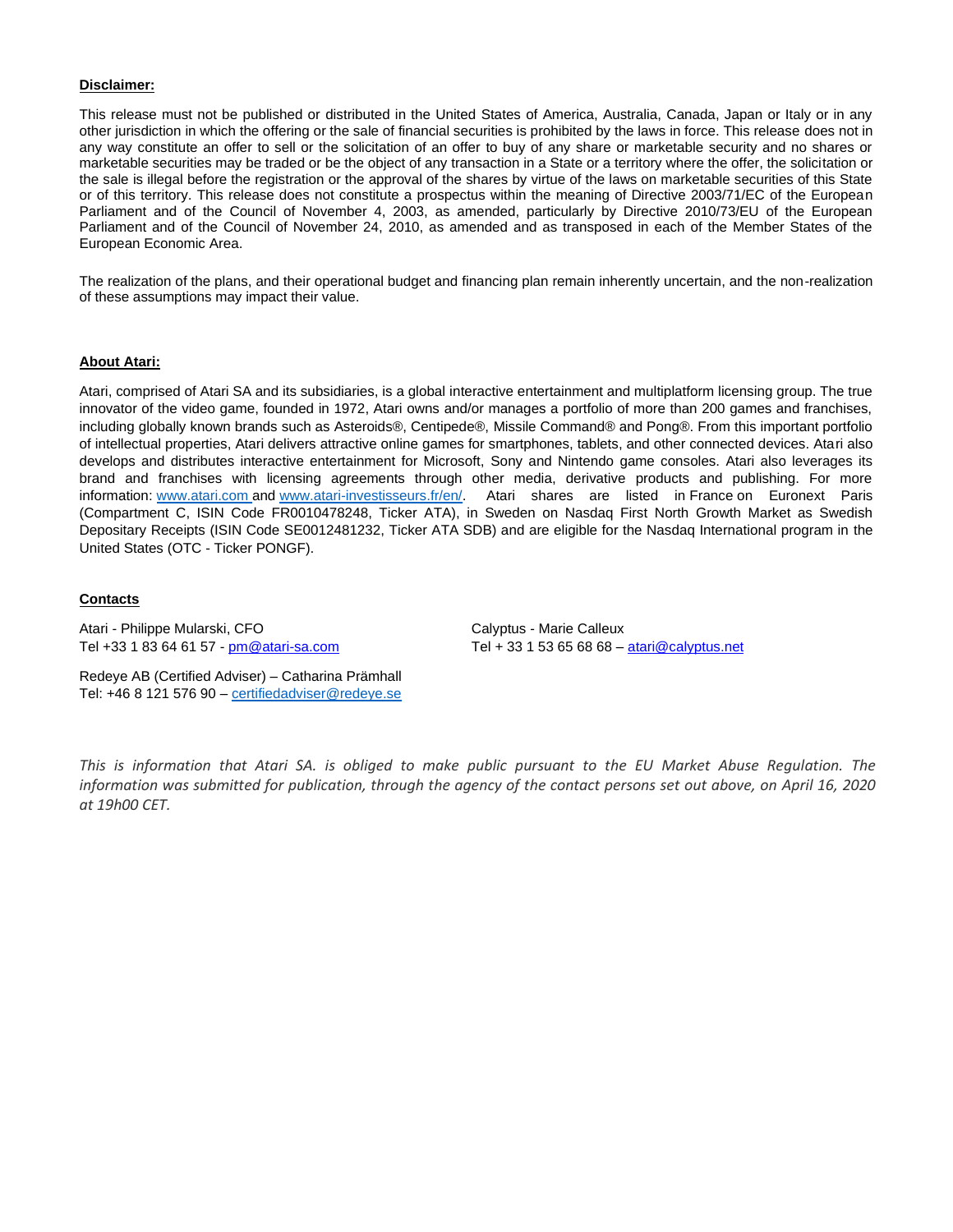**Disclaimer:**

This release must not be published or distributed in the United States of America, Australia, Canada, Japan or Italy or in any other jurisdiction in which the offering or the sale of financial securities is prohibited by the laws in force. This release does not in any way constitute an offer to sell or the solicitation of an offer to buy of any share or marketable security and no shares or marketable securities may be traded or be the object of any transaction in a State or a territory where the offer, the solicitation or the sale is illegal before the registration or the approval of the shares by virtue of the laws on marketable securities of this State or of this territory. This release does not constitute a prospectus within the meaning of Directive 2003/71/EC of the European Parliament and of the Council of November 4, 2003, as amended, particularly by Directive 2010/73/EU of the European Parliament and of the Council of November 24, 2010, as amended and as transposed in each of the Member States of the European Economic Area.

The realization of the plans, and their operational budget and financing plan remain inherently uncertain, and the non-realization of these assumptions may impact their value.

**About Atari:**

Atari, comprised of Atari SA and its subsidiaries, is a global interactive entertainment and multiplatform licensing group. The true innovator of the video game, founded in 1972, Atari owns and/or manages a portfolio of more than 200 games and franchises, including globally known brands such as Asteroids®, Centipede®, Missile Command® and Pong®. From this important portfolio of intellectual properties, Atari delivers attractive online games for smartphones, tablets, and other connected devices. Atari also develops and distributes interactive entertainment for Microsoft, Sony and Nintendo game consoles. Atari also leverages its brand and franchises with licensing agreements through other media, derivative products and publishing. For more information: www.atari.com and www.atari-investisseurs.fr/en/. Atari shares are listed in France on Euronext Paris (Compartment C, ISIN Code FR0010478248, Ticker ATA), in Sweden on Nasdaq First North Growth Market as Swedish Depositary Receipts (ISIN Code SE0012481232, Ticker ATA SDB) and are eligible for the Nasdaq International program in the United States (OTC - Ticker PONGF).

**Contacts**

Atari - Philippe Mularski, CFO
Tel +33 1 83 64 61 57 - pm@atari-sa.com

Calyptus - Marie Calleux
Tel + 33 1 53 65 68 68 – atari@calyptus.net

Redeye AB (Certified Adviser) – Catharina Prämhall
Tel: +46 8 121 576 90 – certifiedadviser@redeye.se

*This is information that Atari SA. is obliged to make public pursuant to the EU Market Abuse Regulation. The information was submitted for publication, through the agency of the contact persons set out above, on April 16, 2020 at 19h00 CET.*